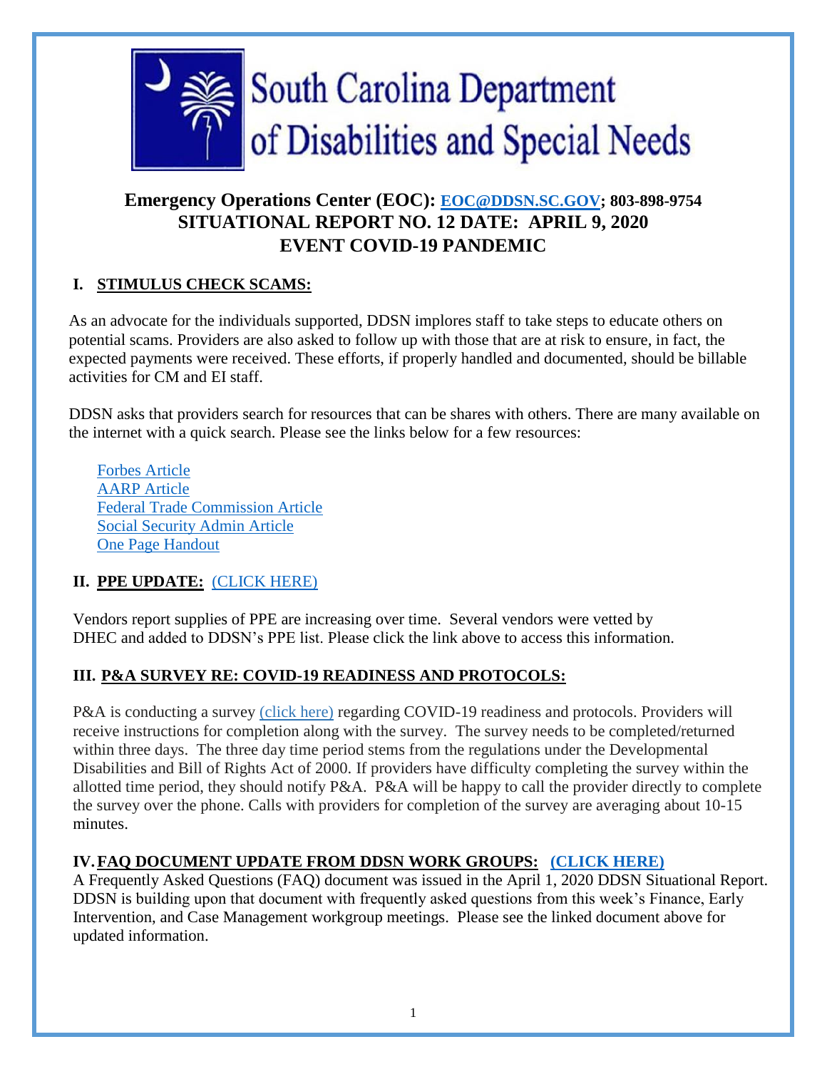# South Carolina Department of Disabilities and Special Needs

## Emergency Operations Center (EOC): [EOC@DDSN.SC.GOV](mailto:EOC@DDSN.SC.GOV); 803-898-9754
## SITUATIONAL REPORT NO. 12 DATE: APRIL 9, 2020
## EVENT COVID-19 PANDEMIC

### I. STIMULUS CHECK SCAMS:

As an advocate for the individuals supported, DDSN implores staff to take steps to educate others on potential scams. Providers are also asked to follow up with those that are at risk to ensure, in fact, the expected payments were received. These efforts, if properly handled and documented, should be billable activities for CM and EI staff.

DDSN asks that providers search for resources that can be shares with others. There are many available on the internet with a quick search. Please see the links below for a few resources:

- Forbes Article
- AARP Article
- Federal Trade Commission Article
- Social Security Admin Article
- One Page Handout

### II. PPE UPDATE: (CLICK HERE)

Vendors report supplies of PPE are increasing over time. Several vendors were vetted by DHEC and added to DDSN's PPE list. Please click the link above to access this information.

### III. P&A SURVEY RE: COVID-19 READINESS AND PROTOCOLS:

P&A is conducting a survey (click here) regarding COVID-19 readiness and protocols. Providers will receive instructions for completion along with the survey. The survey needs to be completed/returned within three days. The three day time period stems from the regulations under the Developmental Disabilities and Bill of Rights Act of 2000. If providers have difficulty completing the survey within the allotted time period, they should notify P&A. P&A will be happy to call the provider directly to complete the survey over the phone. Calls with providers for completion of the survey are averaging about 10-15 minutes.

### IV. FAQ DOCUMENT UPDATE FROM DDSN WORK GROUPS: (CLICK HERE)

A Frequently Asked Questions (FAQ) document was issued in the April 1, 2020 DDSN Situational Report. DDSN is building upon that document with frequently asked questions from this week's Finance, Early Intervention, and Case Management workgroup meetings. Please see the linked document above for updated information.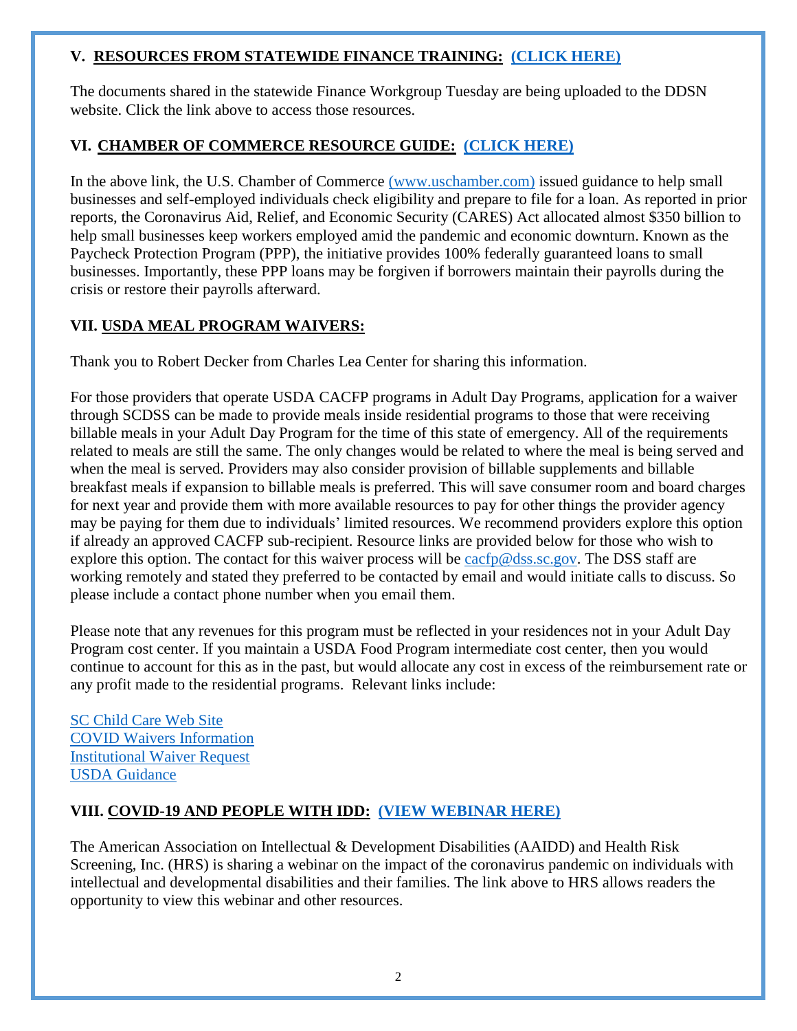## V. <u>RESOURCES FROM STATEWIDE FINANCE TRAINING:</u> (CLICK HERE)

The documents shared in the statewide Finance Workgroup Tuesday are being uploaded to the DDSN website. Click the link above to access those resources.

## VI. <u>CHAMBER OF COMMERCE RESOURCE GUIDE:</u> (CLICK HERE)

In the above link, the U.S. Chamber of Commerce (www.uschamber.com) issued guidance to help small businesses and self-employed individuals check eligibility and prepare to file for a loan. As reported in prior reports, the Coronavirus Aid, Relief, and Economic Security (CARES) Act allocated almost $350 billion to help small businesses keep workers employed amid the pandemic and economic downturn. Known as the Paycheck Protection Program (PPP), the initiative provides 100% federally guaranteed loans to small businesses. Importantly, these PPP loans may be forgiven if borrowers maintain their payrolls during the crisis or restore their payrolls afterward.

## VII. <u>USDA MEAL PROGRAM WAIVERS:</u>

Thank you to Robert Decker from Charles Lea Center for sharing this information.

For those providers that operate USDA CACFP programs in Adult Day Programs, application for a waiver through SCDSS can be made to provide meals inside residential programs to those that were receiving billable meals in your Adult Day Program for the time of this state of emergency. All of the requirements related to meals are still the same. The only changes would be related to where the meal is being served and when the meal is served. Providers may also consider provision of billable supplements and billable breakfast meals if expansion to billable meals is preferred. This will save consumer room and board charges for next year and provide them with more available resources to pay for other things the provider agency may be paying for them due to individuals' limited resources. We recommend providers explore this option if already an approved CACFP sub-recipient. Resource links are provided below for those who wish to explore this option. The contact for this waiver process will be cacfp@dss.sc.gov. The DSS staff are working remotely and stated they preferred to be contacted by email and would initiate calls to discuss. So please include a contact phone number when you email them.

Please note that any revenues for this program must be reflected in your residences not in your Adult Day Program cost center. If you maintain a USDA Food Program intermediate cost center, then you would continue to account for this as in the past, but would allocate any cost in excess of the reimbursement rate or any profit made to the residential programs. Relevant links include:

SC Child Care Web Site
COVID Waivers Information
Institutional Waiver Request
USDA Guidance

## VIII. <u>COVID-19 AND PEOPLE WITH IDD:</u> (VIEW WEBINAR HERE)

The American Association on Intellectual & Development Disabilities (AAIDD) and Health Risk Screening, Inc. (HRS) is sharing a webinar on the impact of the coronavirus pandemic on individuals with intellectual and developmental disabilities and their families. The link above to HRS allows readers the opportunity to view this webinar and other resources.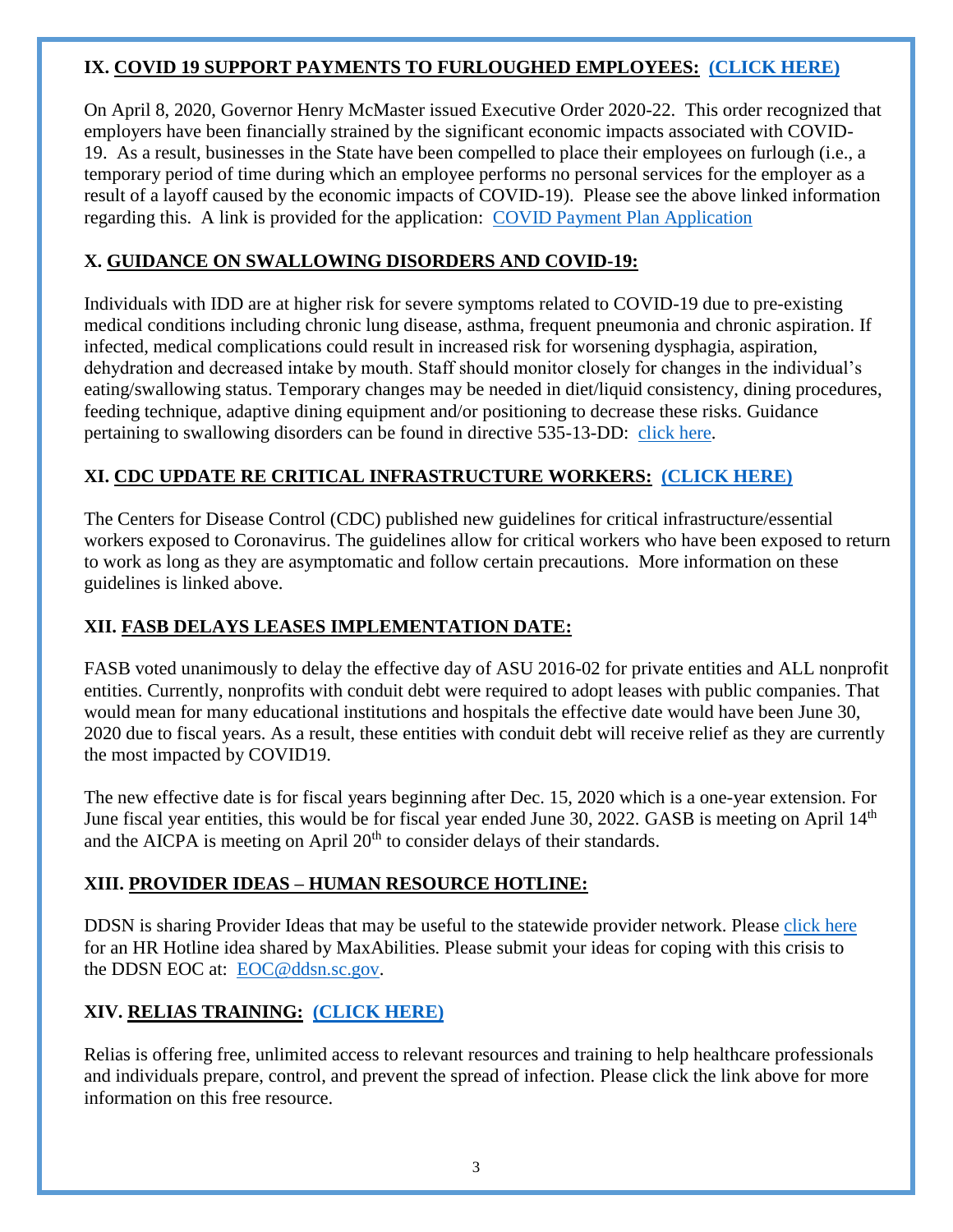### IX. COVID 19 SUPPORT PAYMENTS TO FURLOUGHED EMPLOYEES: (CLICK HERE)

On April 8, 2020, Governor Henry McMaster issued Executive Order 2020-22. This order recognized that employers have been financially strained by the significant economic impacts associated with COVID-19. As a result, businesses in the State have been compelled to place their employees on furlough (i.e., a temporary period of time during which an employee performs no personal services for the employer as a result of a layoff caused by the economic impacts of COVID-19). Please see the above linked information regarding this. A link is provided for the application: COVID Payment Plan Application

### X. GUIDANCE ON SWALLOWING DISORDERS AND COVID-19:

Individuals with IDD are at higher risk for severe symptoms related to COVID-19 due to pre-existing medical conditions including chronic lung disease, asthma, frequent pneumonia and chronic aspiration. If infected, medical complications could result in increased risk for worsening dysphagia, aspiration, dehydration and decreased intake by mouth. Staff should monitor closely for changes in the individual's eating/swallowing status. Temporary changes may be needed in diet/liquid consistency, dining procedures, feeding technique, adaptive dining equipment and/or positioning to decrease these risks. Guidance pertaining to swallowing disorders can be found in directive 535-13-DD: click here.

### XI. CDC UPDATE RE CRITICAL INFRASTRUCTURE WORKERS: (CLICK HERE)

The Centers for Disease Control (CDC) published new guidelines for critical infrastructure/essential workers exposed to Coronavirus. The guidelines allow for critical workers who have been exposed to return to work as long as they are asymptomatic and follow certain precautions. More information on these guidelines is linked above.

### XII. FASB DELAYS LEASES IMPLEMENTATION DATE:

FASB voted unanimously to delay the effective day of ASU 2016-02 for private entities and ALL nonprofit entities. Currently, nonprofits with conduit debt were required to adopt leases with public companies. That would mean for many educational institutions and hospitals the effective date would have been June 30, 2020 due to fiscal years. As a result, these entities with conduit debt will receive relief as they are currently the most impacted by COVID19.

The new effective date is for fiscal years beginning after Dec. 15, 2020 which is a one-year extension. For June fiscal year entities, this would be for fiscal year ended June 30, 2022. GASB is meeting on April 14th and the AICPA is meeting on April 20th to consider delays of their standards.

### XIII. PROVIDER IDEAS – HUMAN RESOURCE HOTLINE:

DDSN is sharing Provider Ideas that may be useful to the statewide provider network. Please click here for an HR Hotline idea shared by MaxAbilities. Please submit your ideas for coping with this crisis to the DDSN EOC at: EOC@ddsn.sc.gov.

### XIV. RELIAS TRAINING: (CLICK HERE)

Relias is offering free, unlimited access to relevant resources and training to help healthcare professionals and individuals prepare, control, and prevent the spread of infection. Please click the link above for more information on this free resource.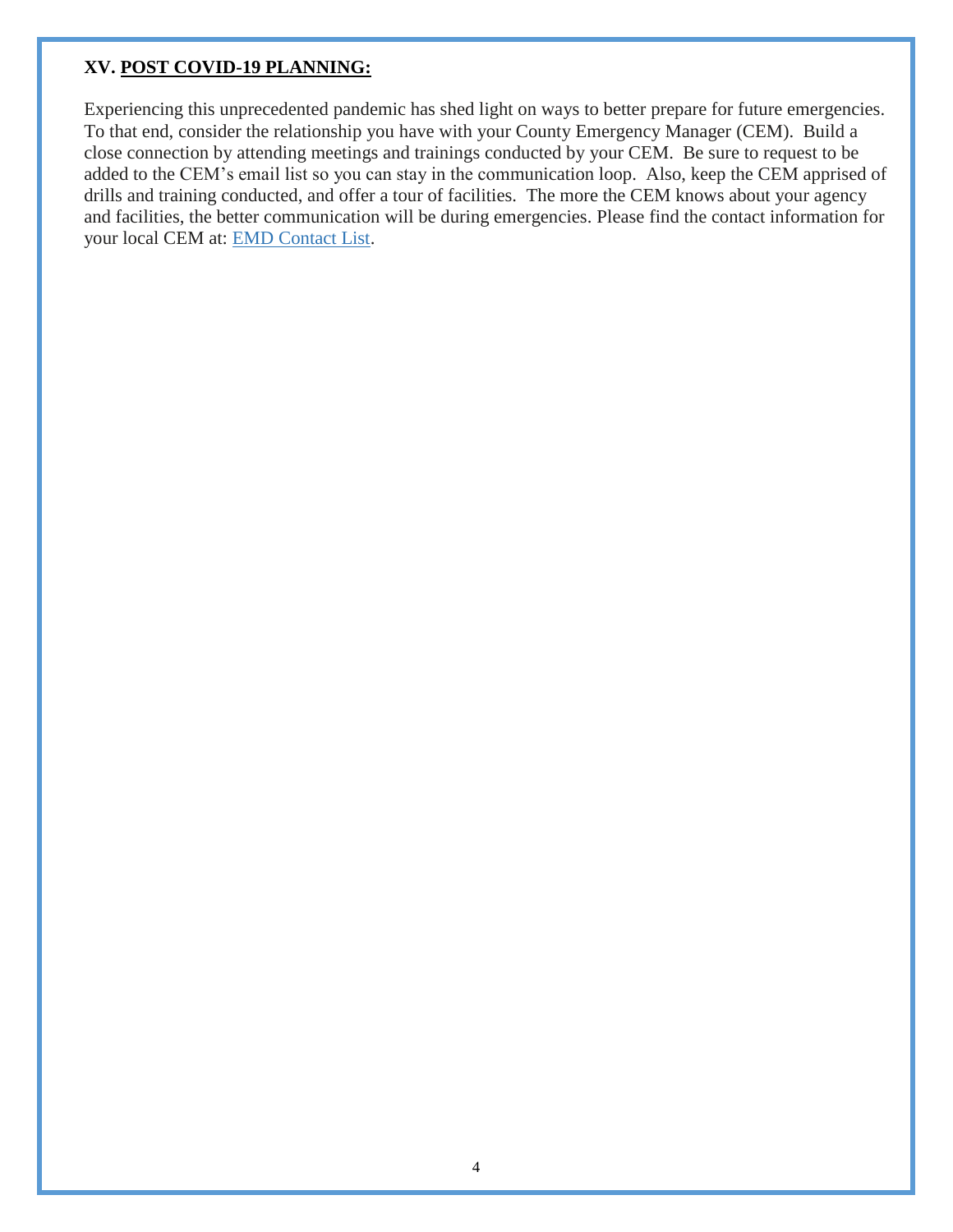## XV. **POST COVID-19 PLANNING:**

Experiencing this unprecedented pandemic has shed light on ways to better prepare for future emergencies. To that end, consider the relationship you have with your County Emergency Manager (CEM). Build a close connection by attending meetings and trainings conducted by your CEM. Be sure to request to be added to the CEM's email list so you can stay in the communication loop. Also, keep the CEM apprised of drills and training conducted, and offer a tour of facilities. The more the CEM knows about your agency and facilities, the better communication will be during emergencies. Please find the contact information for your local CEM at: EMD Contact List.